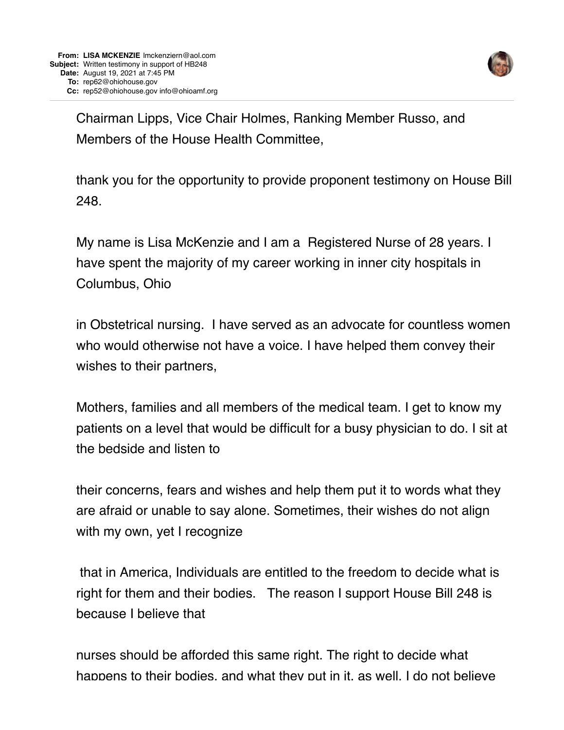**From:** **LISA MCKENZIE** lmckenziern@aol.com
**Subject:** Written testimony in support of HB248
**Date:** August 19, 2021 at 7:45 PM
**To:** rep62@ohiohouse.gov
**Cc:** rep52@ohiohouse.gov info@ohioamf.org

Chairman Lipps, Vice Chair Holmes, Ranking Member Russo, and Members of the House Health Committee,

thank you for the opportunity to provide proponent testimony on House Bill 248.

My name is Lisa McKenzie and I am a Registered Nurse of 28 years. I have spent the majority of my career working in inner city hospitals in Columbus, Ohio

in Obstetrical nursing. I have served as an advocate for countless women who would otherwise not have a voice. I have helped them convey their wishes to their partners,

Mothers, families and all members of the medical team. I get to know my patients on a level that would be difficult for a busy physician to do. I sit at the bedside and listen to

their concerns, fears and wishes and help them put it to words what they are afraid or unable to say alone. Sometimes, their wishes do not align with my own, yet I recognize

that in America, Individuals are entitled to the freedom to decide what is right for them and their bodies. The reason I support House Bill 248 is because I believe that

nurses should be afforded this same right. The right to decide what happens to their bodies, and what they put in it, as well. I do not believe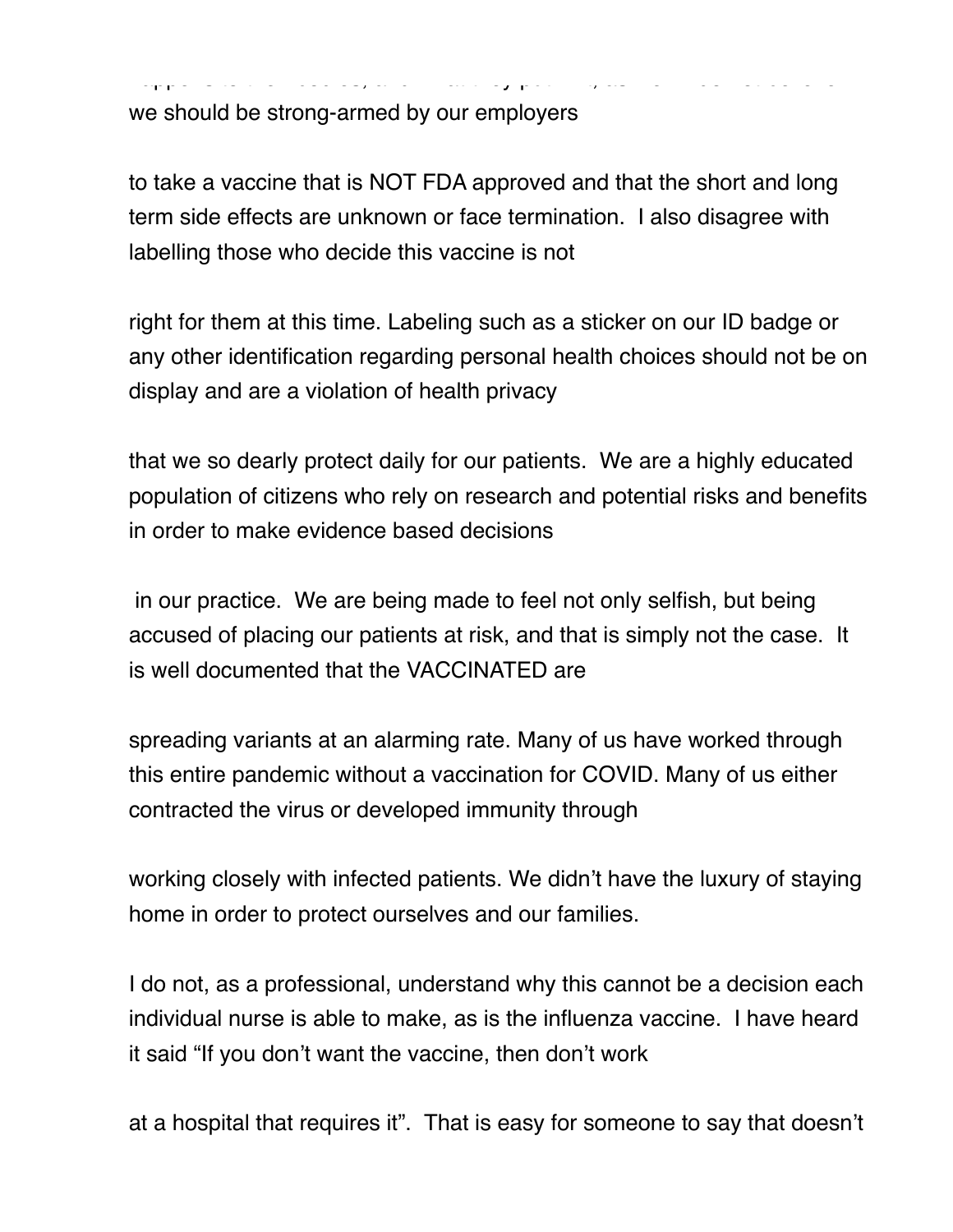we should be strong-armed by our employers

to take a vaccine that is NOT FDA approved and that the short and long term side effects are unknown or face termination. I also disagree with labelling those who decide this vaccine is not

right for them at this time. Labeling such as a sticker on our ID badge or any other identification regarding personal health choices should not be on display and are a violation of health privacy

that we so dearly protect daily for our patients. We are a highly educated population of citizens who rely on research and potential risks and benefits in order to make evidence based decisions

in our practice. We are being made to feel not only selfish, but being accused of placing our patients at risk, and that is simply not the case. It is well documented that the VACCINATED are

spreading variants at an alarming rate. Many of us have worked through this entire pandemic without a vaccination for COVID. Many of us either contracted the virus or developed immunity through

working closely with infected patients. We didn't have the luxury of staying home in order to protect ourselves and our families.

I do not, as a professional, understand why this cannot be a decision each individual nurse is able to make, as is the influenza vaccine. I have heard it said "If you don't want the vaccine, then don't work

at a hospital that requires it". That is easy for someone to say that doesn't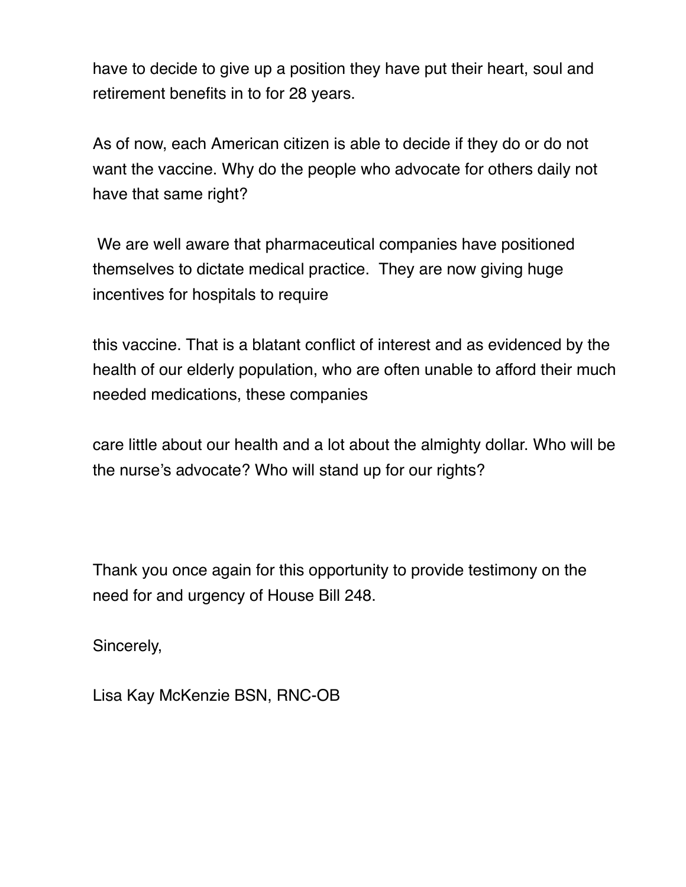have to decide to give up a position they have put their heart, soul and retirement benefits in to for 28 years.

As of now, each American citizen is able to decide if they do or do not want the vaccine. Why do the people who advocate for others daily not have that same right?

We are well aware that pharmaceutical companies have positioned themselves to dictate medical practice. They are now giving huge incentives for hospitals to require

this vaccine. That is a blatant conflict of interest and as evidenced by the health of our elderly population, who are often unable to afford their much needed medications, these companies

care little about our health and a lot about the almighty dollar. Who will be the nurse's advocate? Who will stand up for our rights?

Thank you once again for this opportunity to provide testimony on the need for and urgency of House Bill 248.

Sincerely,

Lisa Kay McKenzie BSN, RNC-OB